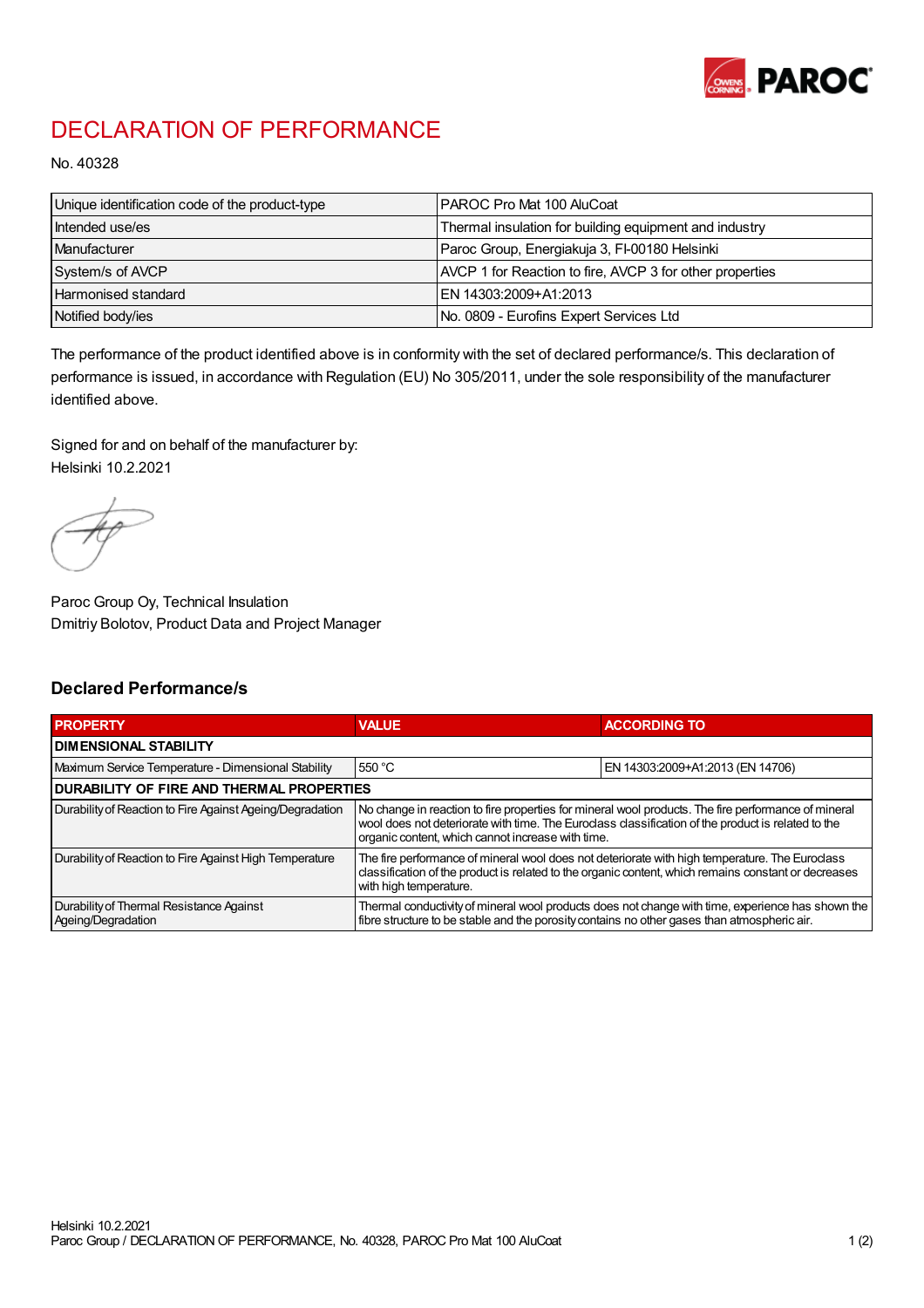# DECLARATION OF PERFORMANCE

No. 40328

| | |
|---|---|
| Unique identification code of the product-type | PAROC Pro Mat 100 AluCoat |
| Intended use/es | Thermal insulation for building equipment and industry |
| Manufacturer | Paroc Group, Energiakuja 3, FI-00180 Helsinki |
| System/s of AVCP | AVCP 1 for Reaction to fire, AVCP 3 for other properties |
| Harmonised standard | EN 14303:2009+A1:2013 |
| Notified body/ies | No. 0809 - Eurofins Expert Services Ltd |

The performance of the product identified above is in conformity with the set of declared performance/s. This declaration of performance is issued, in accordance with Regulation (EU) No 305/2011, under the sole responsibility of the manufacturer identified above.

Signed for and on behalf of the manufacturer by:
Helsinki 10.2.2021

Paroc Group Oy, Technical Insulation
Dmitriy Bolotov, Product Data and Project Manager

## Declared Performance/s

| PROPERTY | VALUE | ACCORDING TO |
|---|---|---|
| **DIMENSIONAL STABILITY** | | |
| Maximum Service Temperature - Dimensional Stability | 550 °C | EN 14303:2009+A1:2013 (EN 14706) |
| **DURABILITY OF FIRE AND THERMAL PROPERTIES** | | |
| Durability of Reaction to Fire Against Ageing/Degradation | No change in reaction to fire properties for mineral wool products. The fire performance of mineral wool does not deteriorate with time. The Euroclass classification of the product is related to the organic content, which cannot increase with time. | |
| Durability of Reaction to Fire Against High Temperature | The fire performance of mineral wool does not deteriorate with high temperature. The Euroclass classification of the product is related to the organic content, which remains constant or decreases with high temperature. | |
| Durability of Thermal Resistance Against Ageing/Degradation | Thermal conductivity of mineral wool products does not change with time, experience has shown the fibre structure to be stable and the porosity contains no other gases than atmospheric air. | |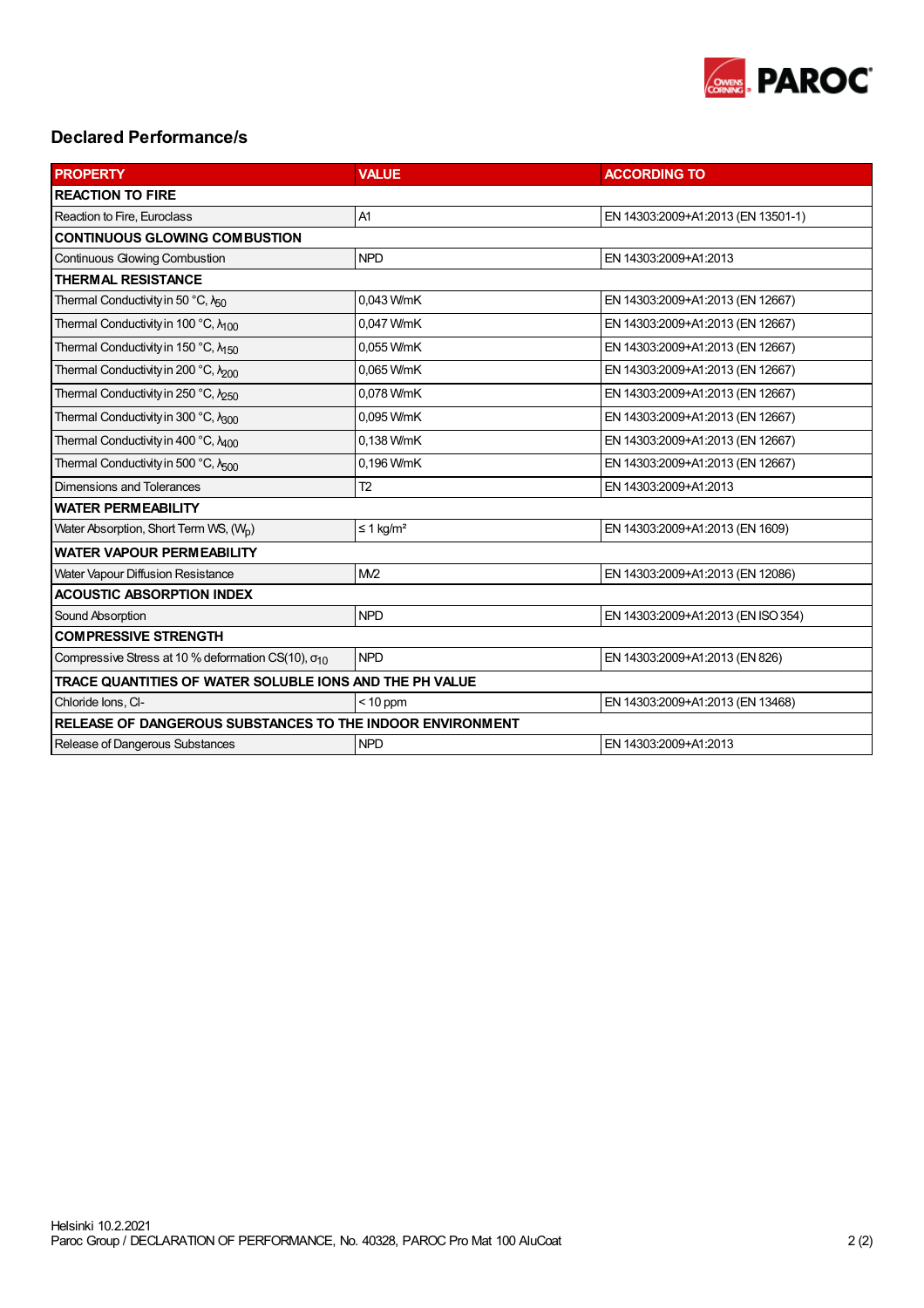## Declared Performance/s

| PROPERTY | VALUE | ACCORDING TO |
|---|---|---|
| **REACTION TO FIRE** | | |
| Reaction to Fire, Euroclass | A1 | EN 14303:2009+A1:2013 (EN 13501-1) |
| **CONTINUOUS GLOWING COMBUSTION** | | |
| Continuous Glowing Combustion | NPD | EN 14303:2009+A1:2013 |
| **THERMAL RESISTANCE** | | |
| Thermal Conductivity in 50 °C, $\lambda_{50}$ | 0,043 W/mK | EN 14303:2009+A1:2013 (EN 12667) |
| Thermal Conductivity in 100 °C, $\lambda_{100}$ | 0,047 W/mK | EN 14303:2009+A1:2013 (EN 12667) |
| Thermal Conductivity in 150 °C, $\lambda_{150}$ | 0,055 W/mK | EN 14303:2009+A1:2013 (EN 12667) |
| Thermal Conductivity in 200 °C, $\lambda_{200}$ | 0,065 W/mK | EN 14303:2009+A1:2013 (EN 12667) |
| Thermal Conductivity in 250 °C, $\lambda_{250}$ | 0,078 W/mK | EN 14303:2009+A1:2013 (EN 12667) |
| Thermal Conductivity in 300 °C, $\lambda_{300}$ | 0,095 W/mK | EN 14303:2009+A1:2013 (EN 12667) |
| Thermal Conductivity in 400 °C, $\lambda_{400}$ | 0,138 W/mK | EN 14303:2009+A1:2013 (EN 12667) |
| Thermal Conductivity in 500 °C, $\lambda_{500}$ | 0,196 W/mK | EN 14303:2009+A1:2013 (EN 12667) |
| Dimensions and Tolerances | T2 | EN 14303:2009+A1:2013 |
| **WATER PERMEABILITY** | | |
| Water Absorption, Short Term WS, ($W_p$) | ≤ 1 kg/m² | EN 14303:2009+A1:2013 (EN 1609) |
| **WATER VAPOUR PERMEABILITY** | | |
| Water Vapour Diffusion Resistance | MV2 | EN 14303:2009+A1:2013 (EN 12086) |
| **ACOUSTIC ABSORPTION INDEX** | | |
| Sound Absorption | NPD | EN 14303:2009+A1:2013 (EN ISO 354) |
| **COMPRESSIVE STRENGTH** | | |
| Compressive Stress at 10 % deformation CS(10), $\sigma_{10}$ | NPD | EN 14303:2009+A1:2013 (EN 826) |
| **TRACE QUANTITIES OF WATER SOLUBLE IONS AND THE PH VALUE** | | |
| Chloride Ions, Cl- | < 10 ppm | EN 14303:2009+A1:2013 (EN 13468) |
| **RELEASE OF DANGEROUS SUBSTANCES TO THE INDOOR ENVIRONMENT** | | |
| Release of Dangerous Substances | NPD | EN 14303:2009+A1:2013 |

Helsinki 10.2.2021
Paroc Group / DECLARATION OF PERFORMANCE, No. 40328, PAROC Pro Mat 100 AluCoat